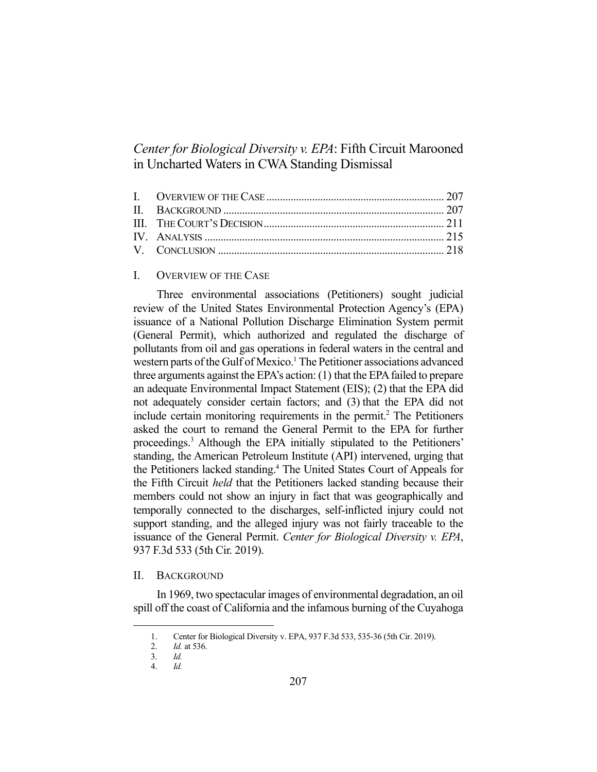# *Center for Biological Diversity v. EPA*: Fifth Circuit Marooned in Uncharted Waters in CWA Standing Dismissal

| | |
|---|---|
| I. OVERVIEW OF THE CASE | 207 |
| II. BACKGROUND | 207 |
| III. THE COURT'S DECISION | 211 |
| IV. ANALYSIS | 215 |
| V. CONCLUSION | 218 |

## I. OVERVIEW OF THE CASE

Three environmental associations (Petitioners) sought judicial review of the United States Environmental Protection Agency's (EPA) issuance of a National Pollution Discharge Elimination System permit (General Permit), which authorized and regulated the discharge of pollutants from oil and gas operations in federal waters in the central and western parts of the Gulf of Mexico.[1] The Petitioner associations advanced three arguments against the EPA's action: (1) that the EPA failed to prepare an adequate Environmental Impact Statement (EIS); (2) that the EPA did not adequately consider certain factors; and (3) that the EPA did not include certain monitoring requirements in the permit.[2] The Petitioners asked the court to remand the General Permit to the EPA for further proceedings.[3] Although the EPA initially stipulated to the Petitioners' standing, the American Petroleum Institute (API) intervened, urging that the Petitioners lacked standing.[4] The United States Court of Appeals for the Fifth Circuit *held* that the Petitioners lacked standing because their members could not show an injury in fact that was geographically and temporally connected to the discharges, self-inflicted injury could not support standing, and the alleged injury was not fairly traceable to the issuance of the General Permit. *Center for Biological Diversity v. EPA*, 937 F.3d 533 (5th Cir. 2019).

## II. BACKGROUND

In 1969, two spectacular images of environmental degradation, an oil spill off the coast of California and the infamous burning of the Cuyahoga

---

1. Center for Biological Diversity v. EPA, 937 F.3d 533, 535-36 (5th Cir. 2019).
2. *Id.* at 536.
3. *Id.*
4. *Id.*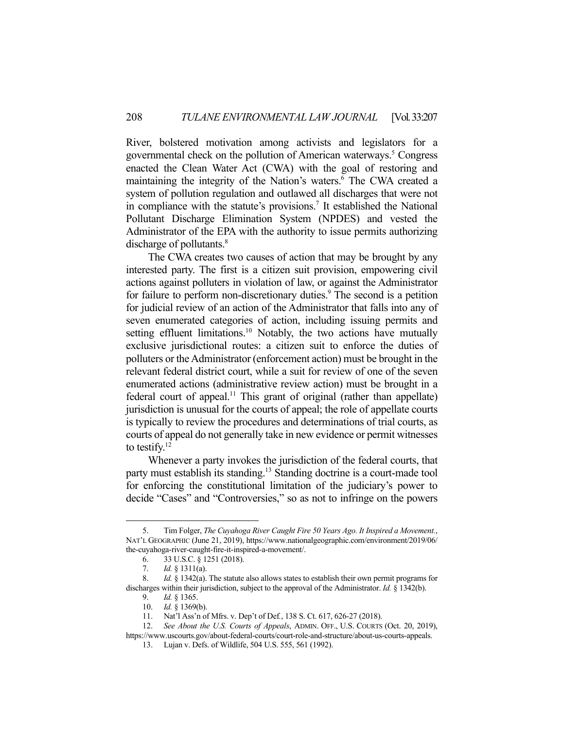River, bolstered motivation among activists and legislators for a governmental check on the pollution of American waterways.[5] Congress enacted the Clean Water Act (CWA) with the goal of restoring and maintaining the integrity of the Nation's waters.[6] The CWA created a system of pollution regulation and outlawed all discharges that were not in compliance with the statute's provisions.[7] It established the National Pollutant Discharge Elimination System (NPDES) and vested the Administrator of the EPA with the authority to issue permits authorizing discharge of pollutants.[8]

The CWA creates two causes of action that may be brought by any interested party. The first is a citizen suit provision, empowering civil actions against polluters in violation of law, or against the Administrator for failure to perform non-discretionary duties.[9] The second is a petition for judicial review of an action of the Administrator that falls into any of seven enumerated categories of action, including issuing permits and setting effluent limitations.[10] Notably, the two actions have mutually exclusive jurisdictional routes: a citizen suit to enforce the duties of polluters or the Administrator (enforcement action) must be brought in the relevant federal district court, while a suit for review of one of the seven enumerated actions (administrative review action) must be brought in a federal court of appeal.[11] This grant of original (rather than appellate) jurisdiction is unusual for the courts of appeal; the role of appellate courts is typically to review the procedures and determinations of trial courts, as courts of appeal do not generally take in new evidence or permit witnesses to testify.[12]

Whenever a party invokes the jurisdiction of the federal courts, that party must establish its standing.[13] Standing doctrine is a court-made tool for enforcing the constitutional limitation of the judiciary's power to decide "Cases" and "Controversies," so as not to infringe on the powers

---

5. Tim Folger, *The Cuyahoga River Caught Fire 50 Years Ago. It Inspired a Movement.*, NAT'L GEOGRAPHIC (June 21, 2019), https://www.nationalgeographic.com/environment/2019/06/the-cuyahoga-river-caught-fire-it-inspired-a-movement/.

6. 33 U.S.C. § 1251 (2018).

7. *Id.* § 1311(a).

8. *Id.* § 1342(a). The statute also allows states to establish their own permit programs for discharges within their jurisdiction, subject to the approval of the Administrator. *Id.* § 1342(b).

9. *Id.* § 1365.

10. *Id.* § 1369(b).

11. Nat'l Ass'n of Mfrs. v. Dep't of Def., 138 S. Ct. 617, 626-27 (2018).

12. *See About the U.S. Courts of Appeals*, ADMIN. OFF., U.S. COURTS (Oct. 20, 2019), https://www.uscourts.gov/about-federal-courts/court-role-and-structure/about-us-courts-appeals.

13. Lujan v. Defs. of Wildlife, 504 U.S. 555, 561 (1992).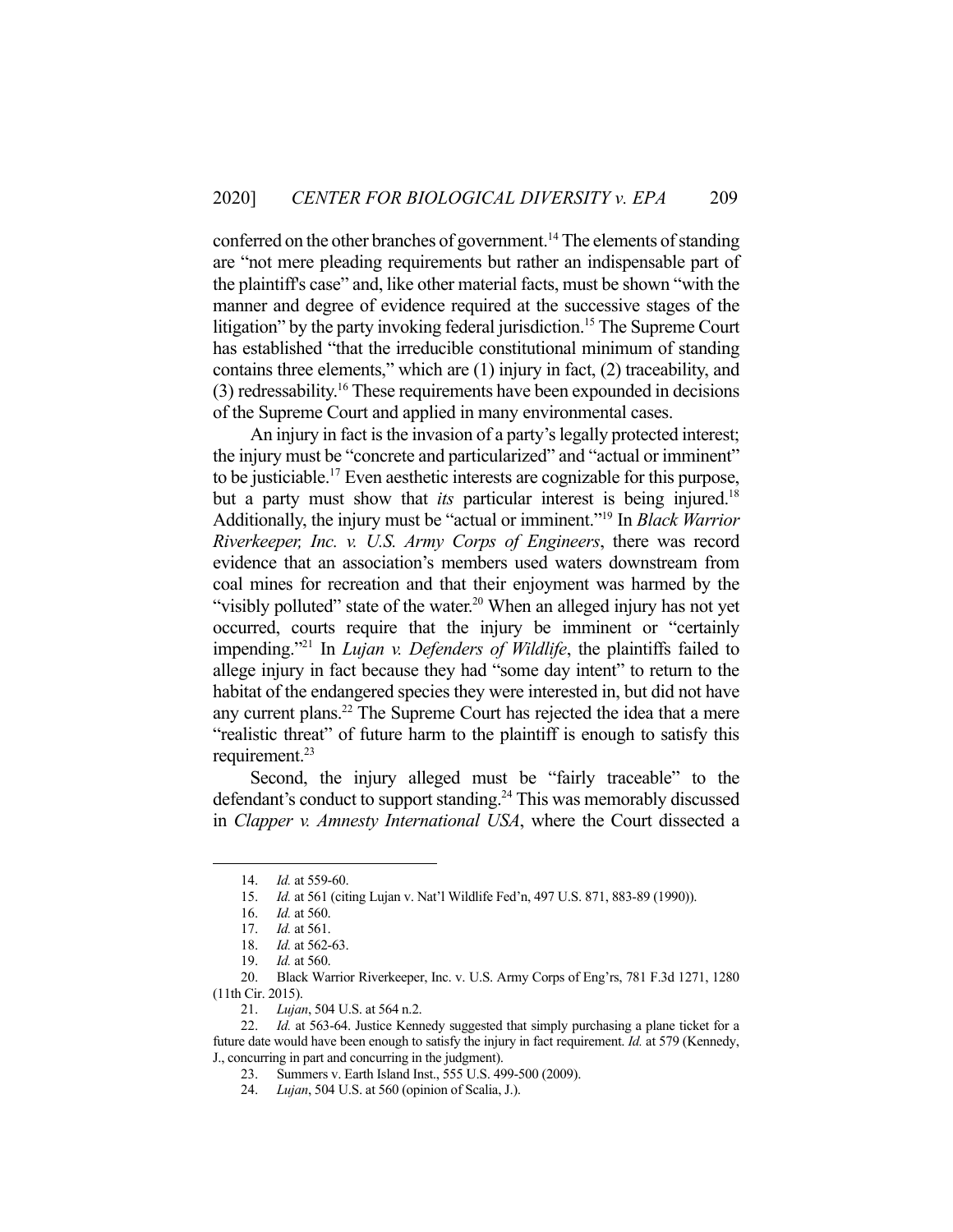conferred on the other branches of government.[14] The elements of standing are "not mere pleading requirements but rather an indispensable part of the plaintiff's case" and, like other material facts, must be shown "with the manner and degree of evidence required at the successive stages of the litigation" by the party invoking federal jurisdiction.[15] The Supreme Court has established "that the irreducible constitutional minimum of standing contains three elements," which are (1) injury in fact, (2) traceability, and (3) redressability.[16] These requirements have been expounded in decisions of the Supreme Court and applied in many environmental cases.

An injury in fact is the invasion of a party's legally protected interest; the injury must be "concrete and particularized" and "actual or imminent" to be justiciable.[17] Even aesthetic interests are cognizable for this purpose, but a party must show that *its* particular interest is being injured.[18] Additionally, the injury must be "actual or imminent."[19] In *Black Warrior Riverkeeper, Inc. v. U.S. Army Corps of Engineers*, there was record evidence that an association's members used waters downstream from coal mines for recreation and that their enjoyment was harmed by the "visibly polluted" state of the water.[20] When an alleged injury has not yet occurred, courts require that the injury be imminent or "certainly impending."[21] In *Lujan v. Defenders of Wildlife*, the plaintiffs failed to allege injury in fact because they had "some day intent" to return to the habitat of the endangered species they were interested in, but did not have any current plans.[22] The Supreme Court has rejected the idea that a mere "realistic threat" of future harm to the plaintiff is enough to satisfy this requirement.[23]

Second, the injury alleged must be "fairly traceable" to the defendant's conduct to support standing.[24] This was memorably discussed in *Clapper v. Amnesty International USA*, where the Court dissected a

---

14. *Id.* at 559-60.
15. *Id.* at 561 (citing Lujan v. Nat'l Wildlife Fed'n, 497 U.S. 871, 883-89 (1990)).
16. *Id.* at 560.
17. *Id.* at 561.
18. *Id.* at 562-63.
19. *Id.* at 560.
20. Black Warrior Riverkeeper, Inc. v. U.S. Army Corps of Eng'rs, 781 F.3d 1271, 1280 (11th Cir. 2015).
21. *Lujan*, 504 U.S. at 564 n.2.
22. *Id.* at 563-64. Justice Kennedy suggested that simply purchasing a plane ticket for a future date would have been enough to satisfy the injury in fact requirement. *Id.* at 579 (Kennedy, J., concurring in part and concurring in the judgment).
23. Summers v. Earth Island Inst., 555 U.S. 499-500 (2009).
24. *Lujan*, 504 U.S. at 560 (opinion of Scalia, J.).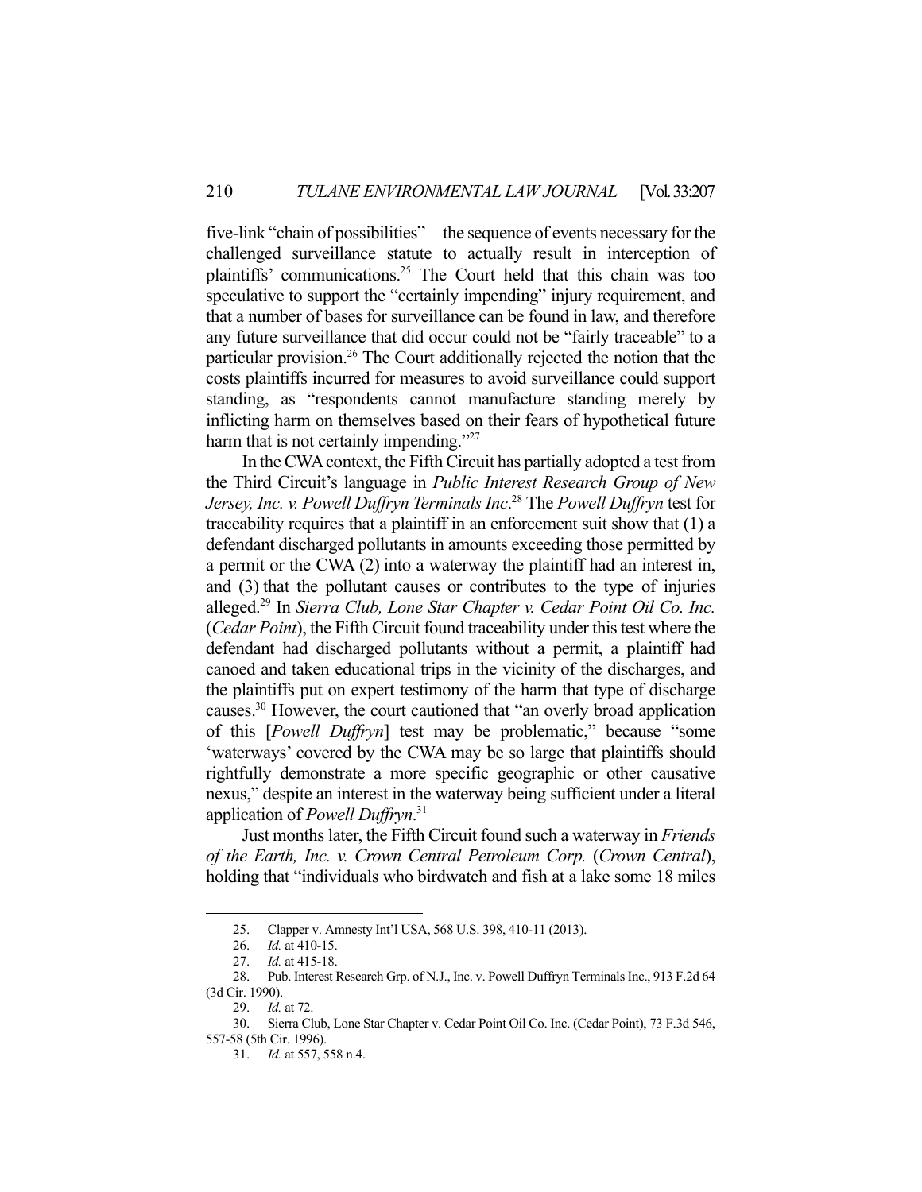five-link "chain of possibilities"—the sequence of events necessary for the challenged surveillance statute to actually result in interception of plaintiffs' communications.[25] The Court held that this chain was too speculative to support the "certainly impending" injury requirement, and that a number of bases for surveillance can be found in law, and therefore any future surveillance that did occur could not be "fairly traceable" to a particular provision.[26] The Court additionally rejected the notion that the costs plaintiffs incurred for measures to avoid surveillance could support standing, as "respondents cannot manufacture standing merely by inflicting harm on themselves based on their fears of hypothetical future harm that is not certainly impending."[27]

In the CWA context, the Fifth Circuit has partially adopted a test from the Third Circuit's language in *Public Interest Research Group of New Jersey, Inc. v. Powell Duffryn Terminals Inc*.[28] The *Powell Duffryn* test for traceability requires that a plaintiff in an enforcement suit show that (1) a defendant discharged pollutants in amounts exceeding those permitted by a permit or the CWA (2) into a waterway the plaintiff had an interest in, and (3) that the pollutant causes or contributes to the type of injuries alleged.[29] In *Sierra Club, Lone Star Chapter v. Cedar Point Oil Co. Inc.* (*Cedar Point*), the Fifth Circuit found traceability under this test where the defendant had discharged pollutants without a permit, a plaintiff had canoed and taken educational trips in the vicinity of the discharges, and the plaintiffs put on expert testimony of the harm that type of discharge causes.[30] However, the court cautioned that "an overly broad application of this [*Powell Duffryn*] test may be problematic," because "some 'waterways' covered by the CWA may be so large that plaintiffs should rightfully demonstrate a more specific geographic or other causative nexus," despite an interest in the waterway being sufficient under a literal application of *Powell Duffryn*.[31]

Just months later, the Fifth Circuit found such a waterway in *Friends of the Earth, Inc. v. Crown Central Petroleum Corp.* (*Crown Central*), holding that "individuals who birdwatch and fish at a lake some 18 miles

---

25. Clapper v. Amnesty Int'l USA, 568 U.S. 398, 410-11 (2013).

26. *Id.* at 410-15.

27. *Id.* at 415-18.

28. Pub. Interest Research Grp. of N.J., Inc. v. Powell Duffryn Terminals Inc., 913 F.2d 64 (3d Cir. 1990).

29. *Id.* at 72.

30. Sierra Club, Lone Star Chapter v. Cedar Point Oil Co. Inc. (Cedar Point), 73 F.3d 546, 557-58 (5th Cir. 1996).

31. *Id.* at 557, 558 n.4.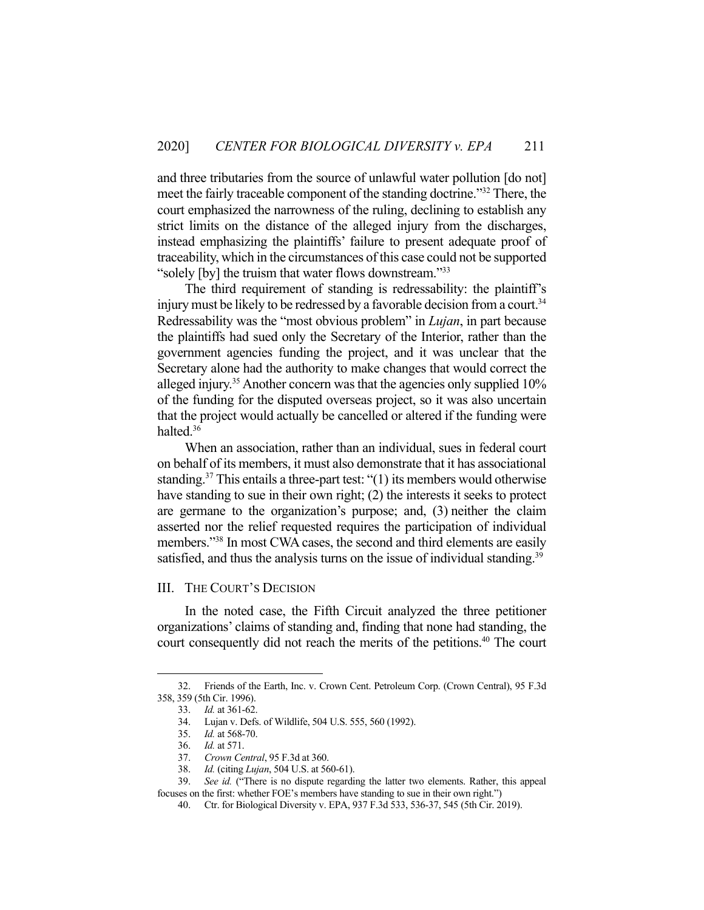and three tributaries from the source of unlawful water pollution [do not] meet the fairly traceable component of the standing doctrine."[32] There, the court emphasized the narrowness of the ruling, declining to establish any strict limits on the distance of the alleged injury from the discharges, instead emphasizing the plaintiffs' failure to present adequate proof of traceability, which in the circumstances of this case could not be supported "solely [by] the truism that water flows downstream."[33]

The third requirement of standing is redressability: the plaintiff's injury must be likely to be redressed by a favorable decision from a court.[34] Redressability was the "most obvious problem" in *Lujan*, in part because the plaintiffs had sued only the Secretary of the Interior, rather than the government agencies funding the project, and it was unclear that the Secretary alone had the authority to make changes that would correct the alleged injury.[35] Another concern was that the agencies only supplied 10% of the funding for the disputed overseas project, so it was also uncertain that the project would actually be cancelled or altered if the funding were halted.[36]

When an association, rather than an individual, sues in federal court on behalf of its members, it must also demonstrate that it has associational standing.[37] This entails a three-part test: "(1) its members would otherwise have standing to sue in their own right; (2) the interests it seeks to protect are germane to the organization's purpose; and, (3) neither the claim asserted nor the relief requested requires the participation of individual members."[38] In most CWA cases, the second and third elements are easily satisfied, and thus the analysis turns on the issue of individual standing.[39]

## III. THE COURT'S DECISION

In the noted case, the Fifth Circuit analyzed the three petitioner organizations' claims of standing and, finding that none had standing, the court consequently did not reach the merits of the petitions.[40] The court

---

32. Friends of the Earth, Inc. v. Crown Cent. Petroleum Corp. (Crown Central), 95 F.3d 358, 359 (5th Cir. 1996).

33. *Id.* at 361-62.

34. Lujan v. Defs. of Wildlife, 504 U.S. 555, 560 (1992).

35. *Id.* at 568-70.

36. *Id.* at 571.

37. *Crown Central*, 95 F.3d at 360.

38. *Id.* (citing *Lujan*, 504 U.S. at 560-61).

39. *See id.* ("There is no dispute regarding the latter two elements. Rather, this appeal focuses on the first: whether FOE's members have standing to sue in their own right.")

40. Ctr. for Biological Diversity v. EPA, 937 F.3d 533, 536-37, 545 (5th Cir. 2019).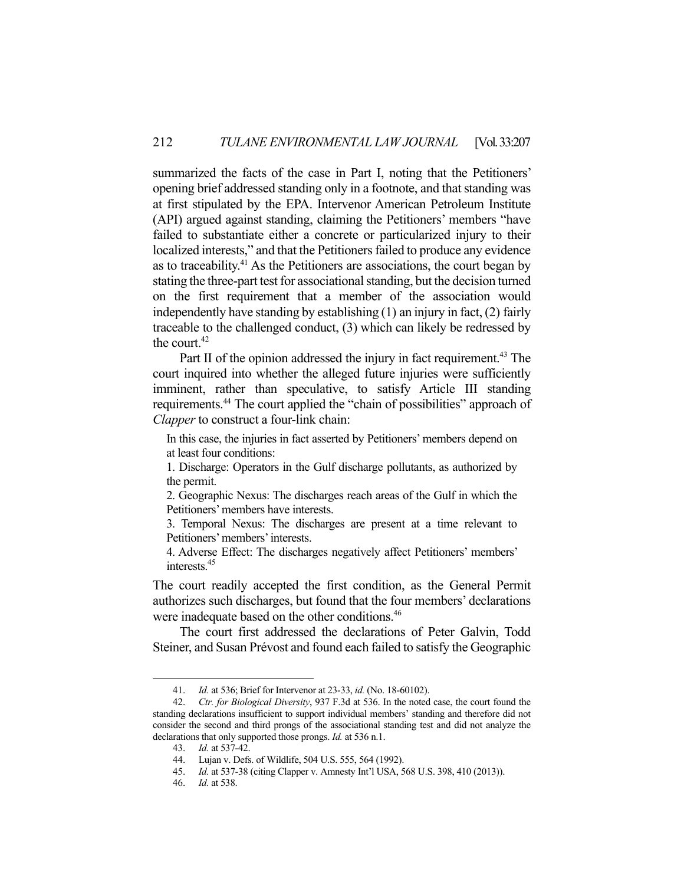summarized the facts of the case in Part I, noting that the Petitioners' opening brief addressed standing only in a footnote, and that standing was at first stipulated by the EPA. Intervenor American Petroleum Institute (API) argued against standing, claiming the Petitioners' members "have failed to substantiate either a concrete or particularized injury to their localized interests," and that the Petitioners failed to produce any evidence as to traceability.[41] As the Petitioners are associations, the court began by stating the three-part test for associational standing, but the decision turned on the first requirement that a member of the association would independently have standing by establishing (1) an injury in fact, (2) fairly traceable to the challenged conduct, (3) which can likely be redressed by the court.[42]

Part II of the opinion addressed the injury in fact requirement.[43] The court inquired into whether the alleged future injuries were sufficiently imminent, rather than speculative, to satisfy Article III standing requirements.[44] The court applied the "chain of possibilities" approach of *Clapper* to construct a four-link chain:

> In this case, the injuries in fact asserted by Petitioners' members depend on at least four conditions:
>
> 1. Discharge: Operators in the Gulf discharge pollutants, as authorized by the permit.
>
> 2. Geographic Nexus: The discharges reach areas of the Gulf in which the Petitioners' members have interests.
>
> 3. Temporal Nexus: The discharges are present at a time relevant to Petitioners' members' interests.
>
> 4. Adverse Effect: The discharges negatively affect Petitioners' members' interests.[45]

The court readily accepted the first condition, as the General Permit authorizes such discharges, but found that the four members' declarations were inadequate based on the other conditions.[46]

The court first addressed the declarations of Peter Galvin, Todd Steiner, and Susan Prévost and found each failed to satisfy the Geographic

---

41. *Id.* at 536; Brief for Intervenor at 23-33, *id.* (No. 18-60102).

42. *Ctr. for Biological Diversity*, 937 F.3d at 536. In the noted case, the court found the standing declarations insufficient to support individual members' standing and therefore did not consider the second and third prongs of the associational standing test and did not analyze the declarations that only supported those prongs. *Id.* at 536 n.1.

43. *Id.* at 537-42.

44. Lujan v. Defs. of Wildlife, 504 U.S. 555, 564 (1992).

45. *Id.* at 537-38 (citing Clapper v. Amnesty Int'l USA, 568 U.S. 398, 410 (2013)).

46. *Id.* at 538.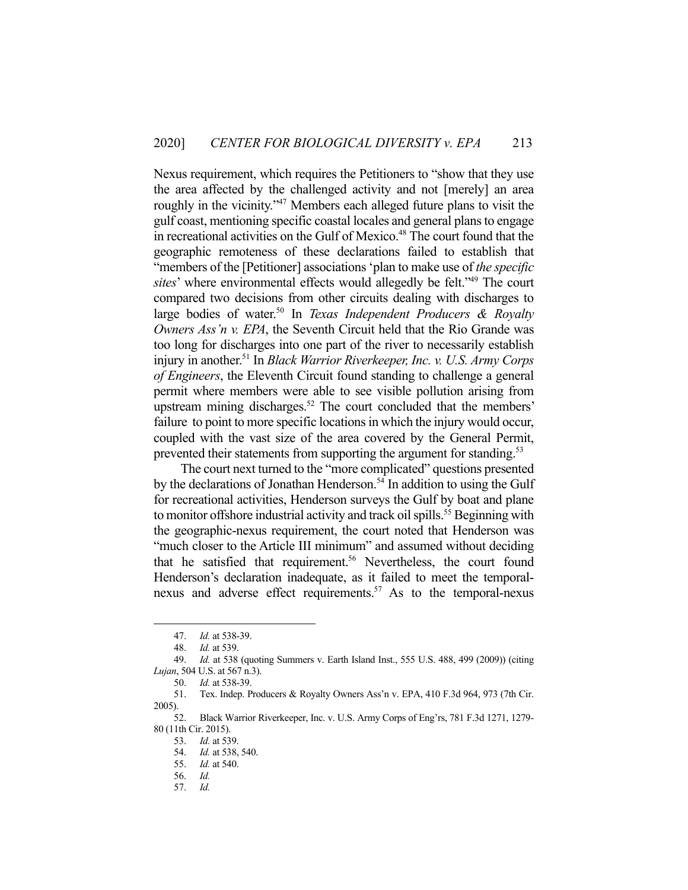Nexus requirement, which requires the Petitioners to "show that they use the area affected by the challenged activity and not [merely] an area roughly in the vicinity."[47] Members each alleged future plans to visit the gulf coast, mentioning specific coastal locales and general plans to engage in recreational activities on the Gulf of Mexico.[48] The court found that the geographic remoteness of these declarations failed to establish that "members of the [Petitioner] associations 'plan to make use of *the specific sites*' where environmental effects would allegedly be felt."[49] The court compared two decisions from other circuits dealing with discharges to large bodies of water.[50] In *Texas Independent Producers & Royalty Owners Ass'n v. EPA*, the Seventh Circuit held that the Rio Grande was too long for discharges into one part of the river to necessarily establish injury in another.[51] In *Black Warrior Riverkeeper, Inc. v. U.S. Army Corps of Engineers*, the Eleventh Circuit found standing to challenge a general permit where members were able to see visible pollution arising from upstream mining discharges.[52] The court concluded that the members' failure to point to more specific locations in which the injury would occur, coupled with the vast size of the area covered by the General Permit, prevented their statements from supporting the argument for standing.[53]

The court next turned to the "more complicated" questions presented by the declarations of Jonathan Henderson.[54] In addition to using the Gulf for recreational activities, Henderson surveys the Gulf by boat and plane to monitor offshore industrial activity and track oil spills.[55] Beginning with the geographic-nexus requirement, the court noted that Henderson was "much closer to the Article III minimum" and assumed without deciding that he satisfied that requirement.[56] Nevertheless, the court found Henderson's declaration inadequate, as it failed to meet the temporal-nexus and adverse effect requirements.[57] As to the temporal-nexus

---

47. *Id.* at 538-39.
48. *Id.* at 539.
49. *Id.* at 538 (quoting Summers v. Earth Island Inst., 555 U.S. 488, 499 (2009)) (citing *Lujan*, 504 U.S. at 567 n.3).
50. *Id.* at 538-39.
51. Tex. Indep. Producers & Royalty Owners Ass'n v. EPA, 410 F.3d 964, 973 (7th Cir. 2005).
52. Black Warrior Riverkeeper, Inc. v. U.S. Army Corps of Eng'rs, 781 F.3d 1271, 1279-80 (11th Cir. 2015).
53. *Id.* at 539.
54. *Id.* at 538, 540.
55. *Id.* at 540.
56. *Id.*
57. *Id.*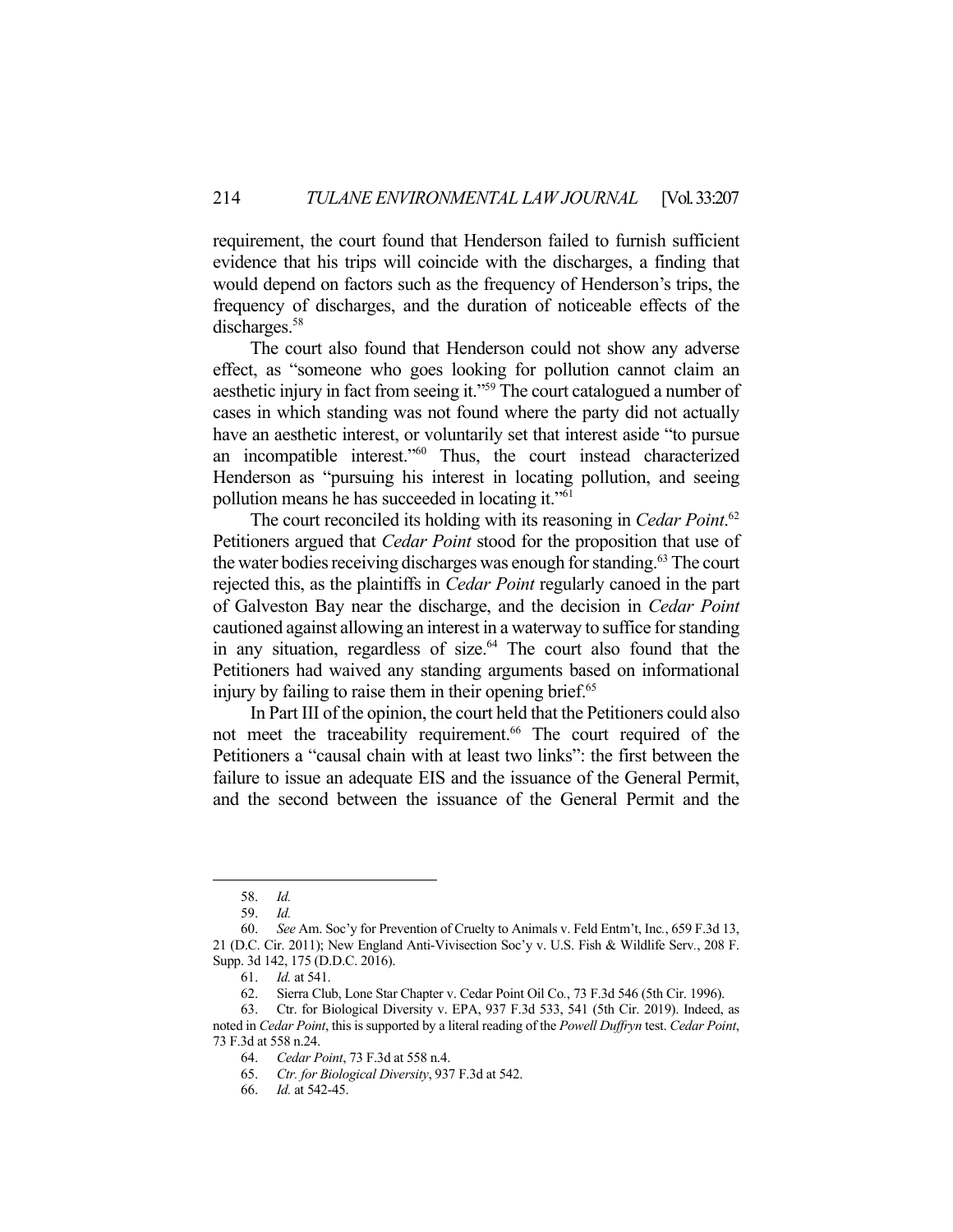requirement, the court found that Henderson failed to furnish sufficient evidence that his trips will coincide with the discharges, a finding that would depend on factors such as the frequency of Henderson's trips, the frequency of discharges, and the duration of noticeable effects of the discharges.[58]

The court also found that Henderson could not show any adverse effect, as "someone who goes looking for pollution cannot claim an aesthetic injury in fact from seeing it."[59] The court catalogued a number of cases in which standing was not found where the party did not actually have an aesthetic interest, or voluntarily set that interest aside "to pursue an incompatible interest."[60] Thus, the court instead characterized Henderson as "pursuing his interest in locating pollution, and seeing pollution means he has succeeded in locating it."[61]

The court reconciled its holding with its reasoning in *Cedar Point*.[62] Petitioners argued that *Cedar Point* stood for the proposition that use of the water bodies receiving discharges was enough for standing.[63] The court rejected this, as the plaintiffs in *Cedar Point* regularly canoed in the part of Galveston Bay near the discharge, and the decision in *Cedar Point* cautioned against allowing an interest in a waterway to suffice for standing in any situation, regardless of size.[64] The court also found that the Petitioners had waived any standing arguments based on informational injury by failing to raise them in their opening brief.[65]

In Part III of the opinion, the court held that the Petitioners could also not meet the traceability requirement.[66] The court required of the Petitioners a "causal chain with at least two links": the first between the failure to issue an adequate EIS and the issuance of the General Permit, and the second between the issuance of the General Permit and the

---

58. *Id.*

59. *Id.*

60. *See* Am. Soc'y for Prevention of Cruelty to Animals v. Feld Entm't, Inc., 659 F.3d 13, 21 (D.C. Cir. 2011); New England Anti-Vivisection Soc'y v. U.S. Fish & Wildlife Serv., 208 F. Supp. 3d 142, 175 (D.D.C. 2016).

61. *Id.* at 541.

62. Sierra Club, Lone Star Chapter v. Cedar Point Oil Co., 73 F.3d 546 (5th Cir. 1996).

63. Ctr. for Biological Diversity v. EPA, 937 F.3d 533, 541 (5th Cir. 2019). Indeed, as noted in *Cedar Point*, this is supported by a literal reading of the *Powell Duffryn* test. *Cedar Point*, 73 F.3d at 558 n.24.

64. *Cedar Point*, 73 F.3d at 558 n.4.

65. *Ctr. for Biological Diversity*, 937 F.3d at 542.

66. *Id.* at 542-45.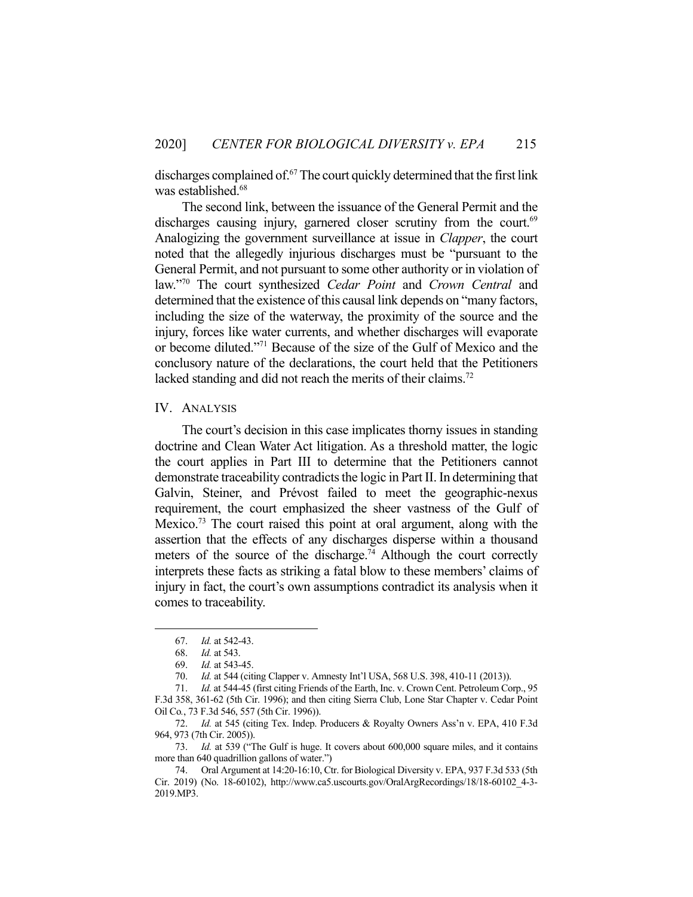discharges complained of.[67] The court quickly determined that the first link was established.[68]

The second link, between the issuance of the General Permit and the discharges causing injury, garnered closer scrutiny from the court.[69] Analogizing the government surveillance at issue in *Clapper*, the court noted that the allegedly injurious discharges must be "pursuant to the General Permit, and not pursuant to some other authority or in violation of law."[70] The court synthesized *Cedar Point* and *Crown Central* and determined that the existence of this causal link depends on "many factors, including the size of the waterway, the proximity of the source and the injury, forces like water currents, and whether discharges will evaporate or become diluted."[71] Because of the size of the Gulf of Mexico and the conclusory nature of the declarations, the court held that the Petitioners lacked standing and did not reach the merits of their claims.[72]

## IV. Analysis

The court's decision in this case implicates thorny issues in standing doctrine and Clean Water Act litigation. As a threshold matter, the logic the court applies in Part III to determine that the Petitioners cannot demonstrate traceability contradicts the logic in Part II. In determining that Galvin, Steiner, and Prévost failed to meet the geographic-nexus requirement, the court emphasized the sheer vastness of the Gulf of Mexico.[73] The court raised this point at oral argument, along with the assertion that the effects of any discharges disperse within a thousand meters of the source of the discharge.[74] Although the court correctly interprets these facts as striking a fatal blow to these members' claims of injury in fact, the court's own assumptions contradict its analysis when it comes to traceability.

---

67. *Id.* at 542-43.

68. *Id.* at 543.

69. *Id.* at 543-45.

70. *Id.* at 544 (citing Clapper v. Amnesty Int'l USA, 568 U.S. 398, 410-11 (2013)).

71. *Id.* at 544-45 (first citing Friends of the Earth, Inc. v. Crown Cent. Petroleum Corp., 95 F.3d 358, 361-62 (5th Cir. 1996); and then citing Sierra Club, Lone Star Chapter v. Cedar Point Oil Co., 73 F.3d 546, 557 (5th Cir. 1996)).

72. *Id.* at 545 (citing Tex. Indep. Producers & Royalty Owners Ass'n v. EPA, 410 F.3d 964, 973 (7th Cir. 2005)).

73. *Id.* at 539 ("The Gulf is huge. It covers about 600,000 square miles, and it contains more than 640 quadrillion gallons of water.")

74. Oral Argument at 14:20-16:10, Ctr. for Biological Diversity v. EPA, 937 F.3d 533 (5th Cir. 2019) (No. 18-60102), http://www.ca5.uscourts.gov/OralArgRecordings/18/18-60102_4-3-2019.MP3.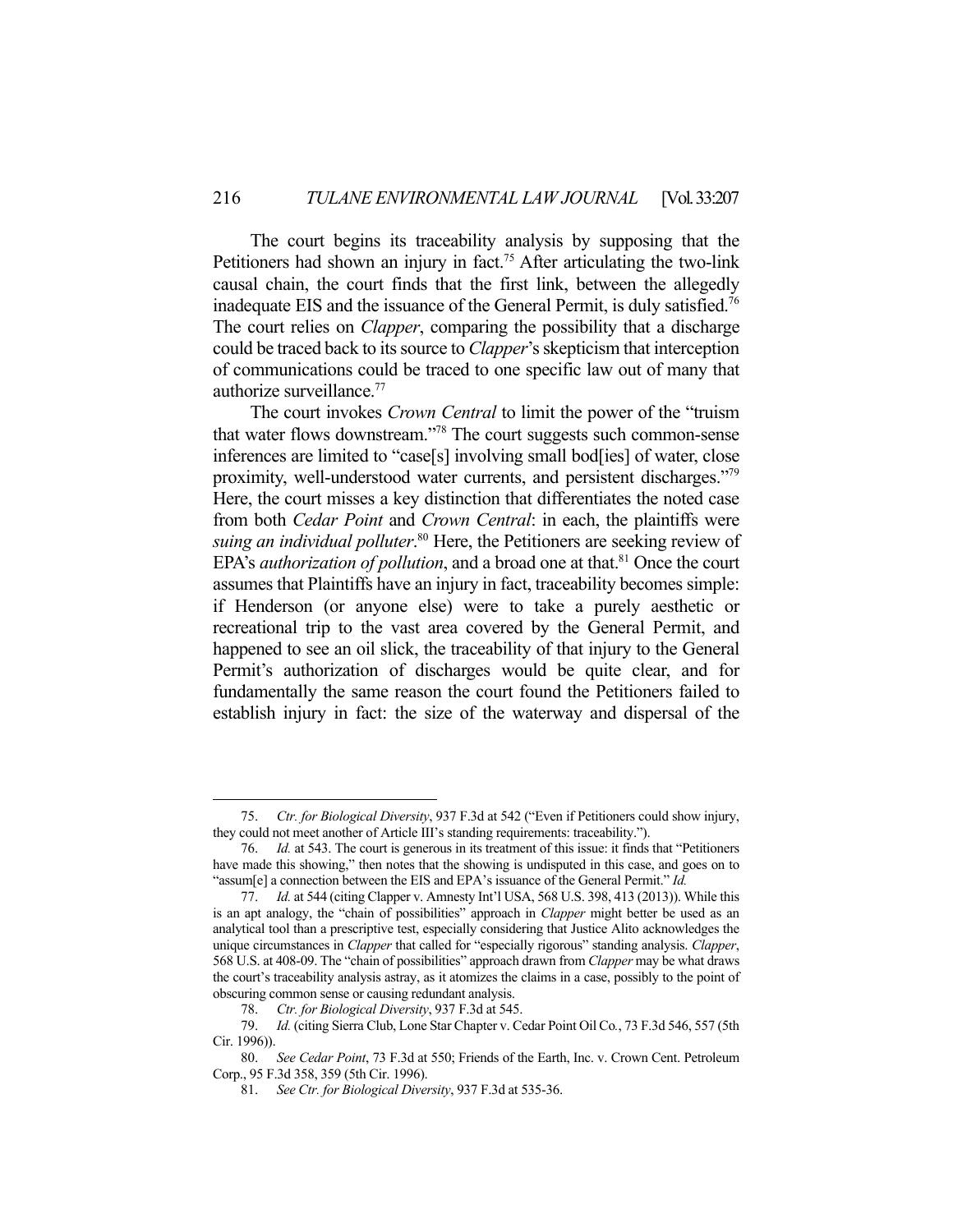The court begins its traceability analysis by supposing that the Petitioners had shown an injury in fact.[75] After articulating the two-link causal chain, the court finds that the first link, between the allegedly inadequate EIS and the issuance of the General Permit, is duly satisfied.[76] The court relies on *Clapper*, comparing the possibility that a discharge could be traced back to its source to *Clapper*'s skepticism that interception of communications could be traced to one specific law out of many that authorize surveillance.[77]

The court invokes *Crown Central* to limit the power of the "truism that water flows downstream."[78] The court suggests such common-sense inferences are limited to "case[s] involving small bod[ies] of water, close proximity, well-understood water currents, and persistent discharges."[79] Here, the court misses a key distinction that differentiates the noted case from both *Cedar Point* and *Crown Central*: in each, the plaintiffs were *suing an individual polluter*.[80] Here, the Petitioners are seeking review of EPA's *authorization of pollution*, and a broad one at that.[81] Once the court assumes that Plaintiffs have an injury in fact, traceability becomes simple: if Henderson (or anyone else) were to take a purely aesthetic or recreational trip to the vast area covered by the General Permit, and happened to see an oil slick, the traceability of that injury to the General Permit's authorization of discharges would be quite clear, and for fundamentally the same reason the court found the Petitioners failed to establish injury in fact: the size of the waterway and dispersal of the

---

75. *Ctr. for Biological Diversity*, 937 F.3d at 542 ("Even if Petitioners could show injury, they could not meet another of Article III's standing requirements: traceability.").

76. *Id.* at 543. The court is generous in its treatment of this issue: it finds that "Petitioners have made this showing," then notes that the showing is undisputed in this case, and goes on to "assum[e] a connection between the EIS and EPA's issuance of the General Permit." *Id.*

77. *Id.* at 544 (citing Clapper v. Amnesty Int'l USA, 568 U.S. 398, 413 (2013)). While this is an apt analogy, the "chain of possibilities" approach in *Clapper* might better be used as an analytical tool than a prescriptive test, especially considering that Justice Alito acknowledges the unique circumstances in *Clapper* that called for "especially rigorous" standing analysis. *Clapper*, 568 U.S. at 408-09. The "chain of possibilities" approach drawn from *Clapper* may be what draws the court's traceability analysis astray, as it atomizes the claims in a case, possibly to the point of obscuring common sense or causing redundant analysis.

78. *Ctr. for Biological Diversity*, 937 F.3d at 545.

79. *Id.* (citing Sierra Club, Lone Star Chapter v. Cedar Point Oil Co., 73 F.3d 546, 557 (5th Cir. 1996)).

80. *See Cedar Point*, 73 F.3d at 550; Friends of the Earth, Inc. v. Crown Cent. Petroleum Corp., 95 F.3d 358, 359 (5th Cir. 1996).

81. *See Ctr. for Biological Diversity*, 937 F.3d at 535-36.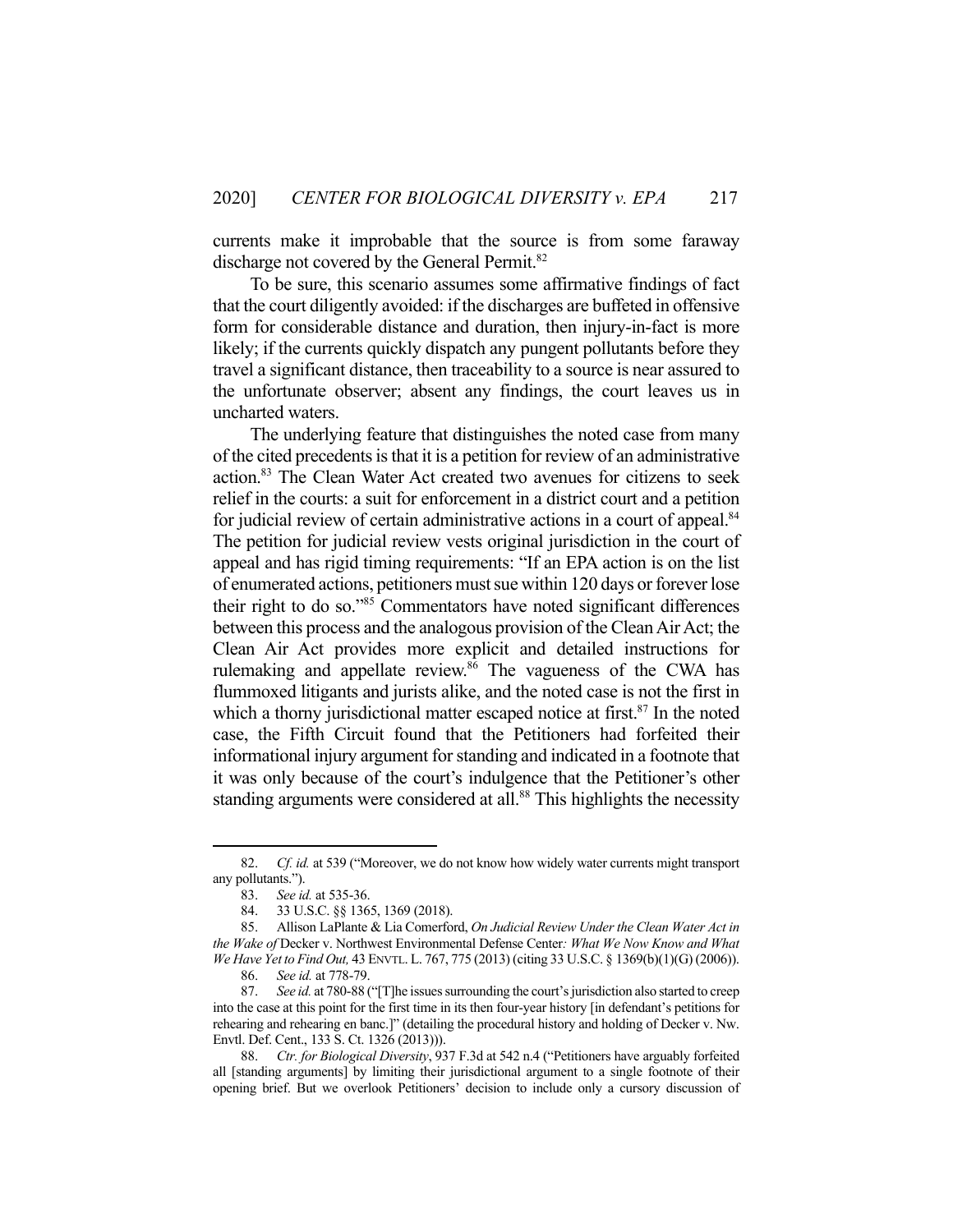currents make it improbable that the source is from some faraway discharge not covered by the General Permit.[82]

To be sure, this scenario assumes some affirmative findings of fact that the court diligently avoided: if the discharges are buffeted in offensive form for considerable distance and duration, then injury-in-fact is more likely; if the currents quickly dispatch any pungent pollutants before they travel a significant distance, then traceability to a source is near assured to the unfortunate observer; absent any findings, the court leaves us in uncharted waters.

The underlying feature that distinguishes the noted case from many of the cited precedents is that it is a petition for review of an administrative action.[83] The Clean Water Act created two avenues for citizens to seek relief in the courts: a suit for enforcement in a district court and a petition for judicial review of certain administrative actions in a court of appeal.[84] The petition for judicial review vests original jurisdiction in the court of appeal and has rigid timing requirements: "If an EPA action is on the list of enumerated actions, petitioners must sue within 120 days or forever lose their right to do so."[85] Commentators have noted significant differences between this process and the analogous provision of the Clean Air Act; the Clean Air Act provides more explicit and detailed instructions for rulemaking and appellate review.[86] The vagueness of the CWA has flummoxed litigants and jurists alike, and the noted case is not the first in which a thorny jurisdictional matter escaped notice at first.[87] In the noted case, the Fifth Circuit found that the Petitioners had forfeited their informational injury argument for standing and indicated in a footnote that it was only because of the court's indulgence that the Petitioner's other standing arguments were considered at all.[88] This highlights the necessity

---

82. *Cf. id.* at 539 ("Moreover, we do not know how widely water currents might transport any pollutants.").

83. *See id.* at 535-36.

84. 33 U.S.C. §§ 1365, 1369 (2018).

85. Allison LaPlante & Lia Comerford, *On Judicial Review Under the Clean Water Act in the Wake of* Decker v. Northwest Environmental Defense Center*: What We Now Know and What We Have Yet to Find Out,* 43 ENVTL. L. 767, 775 (2013) (citing 33 U.S.C. § 1369(b)(1)(G) (2006)).

86. *See id.* at 778-79.

87. *See id.* at 780-88 ("[T]he issues surrounding the court's jurisdiction also started to creep into the case at this point for the first time in its then four-year history [in defendant's petitions for rehearing and rehearing en banc.]" (detailing the procedural history and holding of Decker v. Nw. Envtl. Def. Cent., 133 S. Ct. 1326 (2013))).

88. *Ctr. for Biological Diversity*, 937 F.3d at 542 n.4 ("Petitioners have arguably forfeited all [standing arguments] by limiting their jurisdictional argument to a single footnote of their opening brief. But we overlook Petitioners' decision to include only a cursory discussion of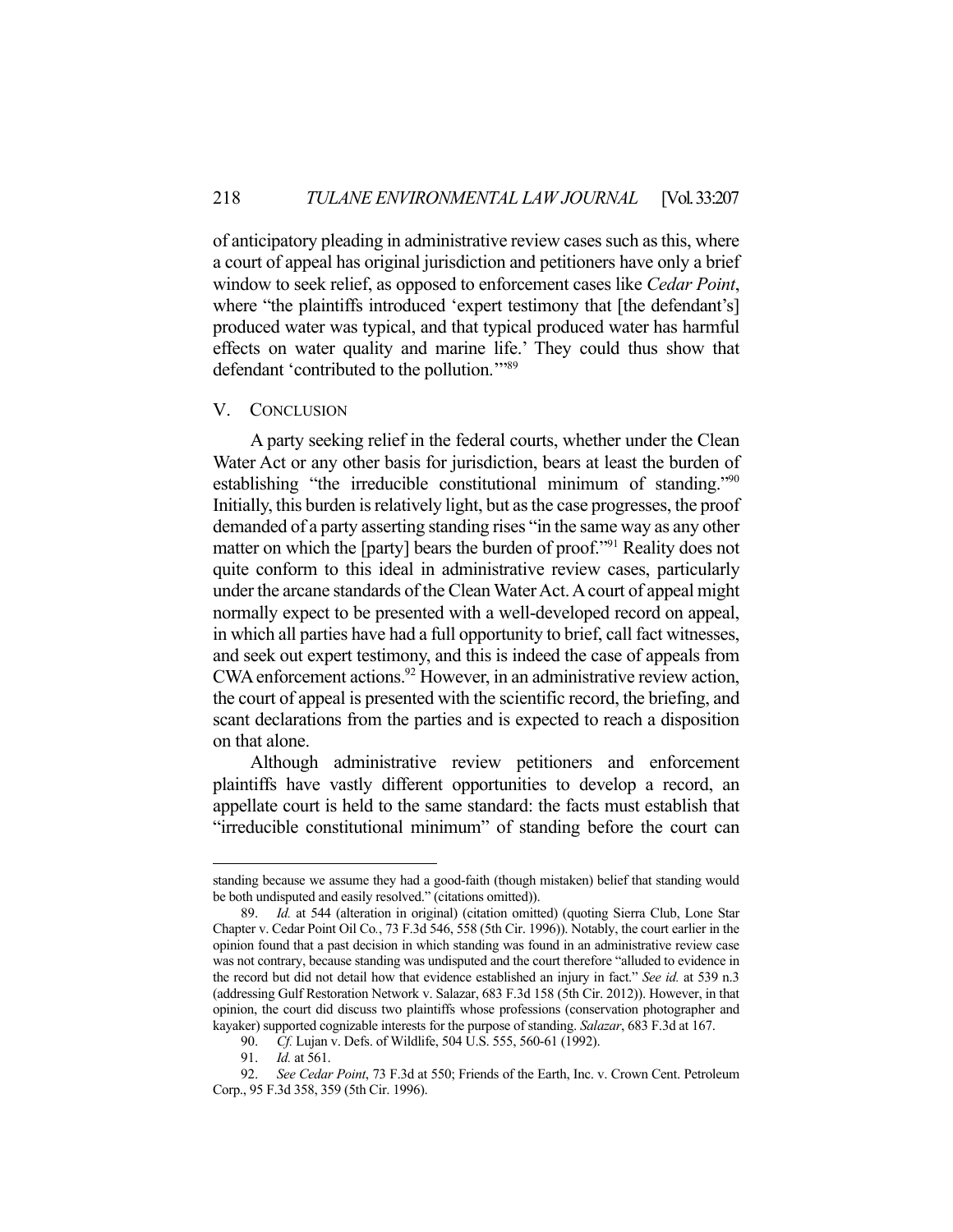of anticipatory pleading in administrative review cases such as this, where a court of appeal has original jurisdiction and petitioners have only a brief window to seek relief, as opposed to enforcement cases like *Cedar Point*, where "the plaintiffs introduced 'expert testimony that [the defendant's] produced water was typical, and that typical produced water has harmful effects on water quality and marine life.' They could thus show that defendant 'contributed to the pollution.'"[89]

## V. CONCLUSION

A party seeking relief in the federal courts, whether under the Clean Water Act or any other basis for jurisdiction, bears at least the burden of establishing "the irreducible constitutional minimum of standing."[90] Initially, this burden is relatively light, but as the case progresses, the proof demanded of a party asserting standing rises "in the same way as any other matter on which the [party] bears the burden of proof."[91] Reality does not quite conform to this ideal in administrative review cases, particularly under the arcane standards of the Clean Water Act. A court of appeal might normally expect to be presented with a well-developed record on appeal, in which all parties have had a full opportunity to brief, call fact witnesses, and seek out expert testimony, and this is indeed the case of appeals from CWA enforcement actions.[92] However, in an administrative review action, the court of appeal is presented with the scientific record, the briefing, and scant declarations from the parties and is expected to reach a disposition on that alone.

Although administrative review petitioners and enforcement plaintiffs have vastly different opportunities to develop a record, an appellate court is held to the same standard: the facts must establish that "irreducible constitutional minimum" of standing before the court can

---

standing because we assume they had a good-faith (though mistaken) belief that standing would be both undisputed and easily resolved." (citations omitted)).

89. *Id.* at 544 (alteration in original) (citation omitted) (quoting Sierra Club, Lone Star Chapter v. Cedar Point Oil Co., 73 F.3d 546, 558 (5th Cir. 1996)). Notably, the court earlier in the opinion found that a past decision in which standing was found in an administrative review case was not contrary, because standing was undisputed and the court therefore "alluded to evidence in the record but did not detail how that evidence established an injury in fact." *See id.* at 539 n.3 (addressing Gulf Restoration Network v. Salazar, 683 F.3d 158 (5th Cir. 2012)). However, in that opinion, the court did discuss two plaintiffs whose professions (conservation photographer and kayaker) supported cognizable interests for the purpose of standing. *Salazar*, 683 F.3d at 167.

90. *Cf.* Lujan v. Defs. of Wildlife, 504 U.S. 555, 560-61 (1992).

91. *Id.* at 561.

92. *See Cedar Point*, 73 F.3d at 550; Friends of the Earth, Inc. v. Crown Cent. Petroleum Corp., 95 F.3d 358, 359 (5th Cir. 1996).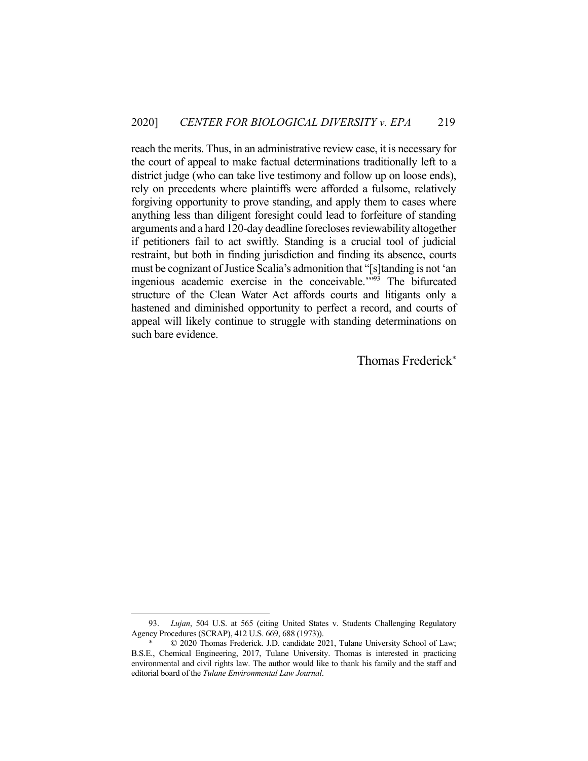reach the merits. Thus, in an administrative review case, it is necessary for the court of appeal to make factual determinations traditionally left to a district judge (who can take live testimony and follow up on loose ends), rely on precedents where plaintiffs were afforded a fulsome, relatively forgiving opportunity to prove standing, and apply them to cases where anything less than diligent foresight could lead to forfeiture of standing arguments and a hard 120-day deadline forecloses reviewability altogether if petitioners fail to act swiftly. Standing is a crucial tool of judicial restraint, but both in finding jurisdiction and finding its absence, courts must be cognizant of Justice Scalia's admonition that "[s]tanding is not 'an ingenious academic exercise in the conceivable.'"[93] The bifurcated structure of the Clean Water Act affords courts and litigants only a hastened and diminished opportunity to perfect a record, and courts of appeal will likely continue to struggle with standing determinations on such bare evidence.

Thomas Frederick*

---

93. *Lujan*, 504 U.S. at 565 (citing United States v. Students Challenging Regulatory Agency Procedures (SCRAP), 412 U.S. 669, 688 (1973)).

\* © 2020 Thomas Frederick. J.D. candidate 2021, Tulane University School of Law; B.S.E., Chemical Engineering, 2017, Tulane University. Thomas is interested in practicing environmental and civil rights law. The author would like to thank his family and the staff and editorial board of the *Tulane Environmental Law Journal*.